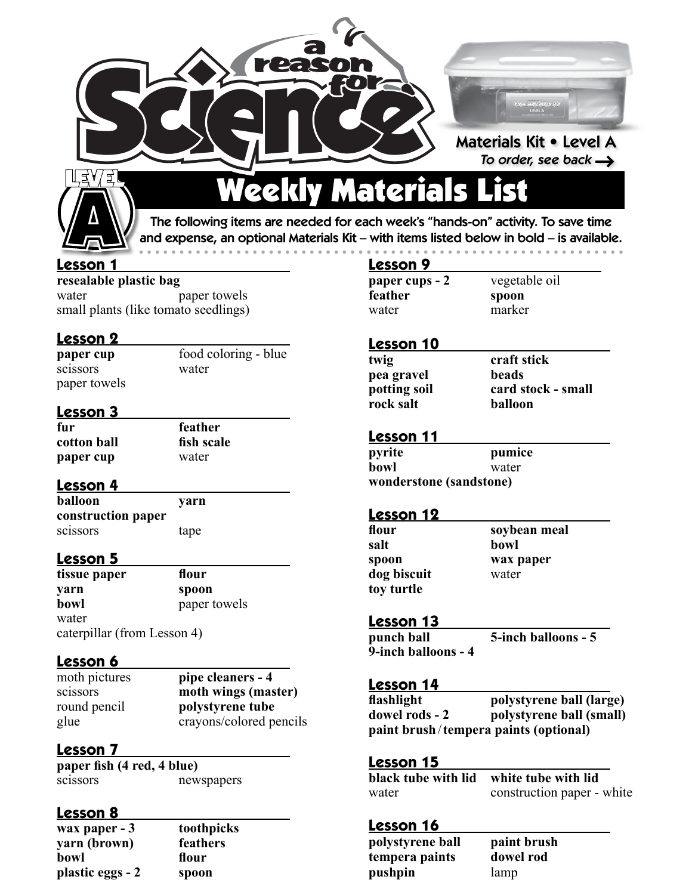# a reason for Science

**Materials Kit • Level A**

*To order, see back →*

## LEVEL A Weekly Materials List

The following items are needed for each week's "hands-on" activity. To save time and expense, an optional Materials Kit – with items listed below in bold – is available.

### Lesson 1

**resealable plastic bag**
water
paper towels
small plants (like tomato seedlings)

### Lesson 2

**paper cup**
food coloring - blue
scissors
water
paper towels

### Lesson 3

**fur**
**feather**
**cotton ball**
**fish scale**
**paper cup**
water

### Lesson 4

**balloon**
**yarn**
**construction paper**
scissors
tape

### Lesson 5

**tissue paper**
**flour**
**yarn**
**spoon**
**bowl**
paper towels
water
caterpillar (from Lesson 4)

### Lesson 6

moth pictures
**pipe cleaners - 4**
scissors
**moth wings (master)**
round pencil
**polystyrene tube**
glue
crayons/colored pencils

### Lesson 7

**paper fish (4 red, 4 blue)**
scissors
newspapers

### Lesson 8

**wax paper - 3**
**toothpicks**
**yarn (brown)**
**feathers**
**bowl**
**flour**
**plastic eggs - 2**
**spoon**

### Lesson 9

**paper cups - 2**
vegetable oil
**feather**
**spoon**
water
marker

### Lesson 10

**twig**
**craft stick**
**pea gravel**
**beads**
**potting soil**
**card stock - small**
**rock salt**
**balloon**

### Lesson 11

**pyrite**
**pumice**
**bowl**
water
**wonderstone (sandstone)**

### Lesson 12

**flour**
**soybean meal**
**salt**
**bowl**
**spoon**
**wax paper**
**dog biscuit**
water
**toy turtle**

### Lesson 13

**punch ball**
**5-inch balloons - 5**
**9-inch balloons - 4**

### Lesson 14

**flashlight**
**polystyrene ball (large)**
**dowel rods - 2**
**polystyrene ball (small)**
**paint brush / tempera paints (optional)**

### Lesson 15

**black tube with lid**
**white tube with lid**
water
construction paper - white

### Lesson 16

**polystyrene ball**
**paint brush**
**tempera paints**
**dowel rod**
**pushpin**
lamp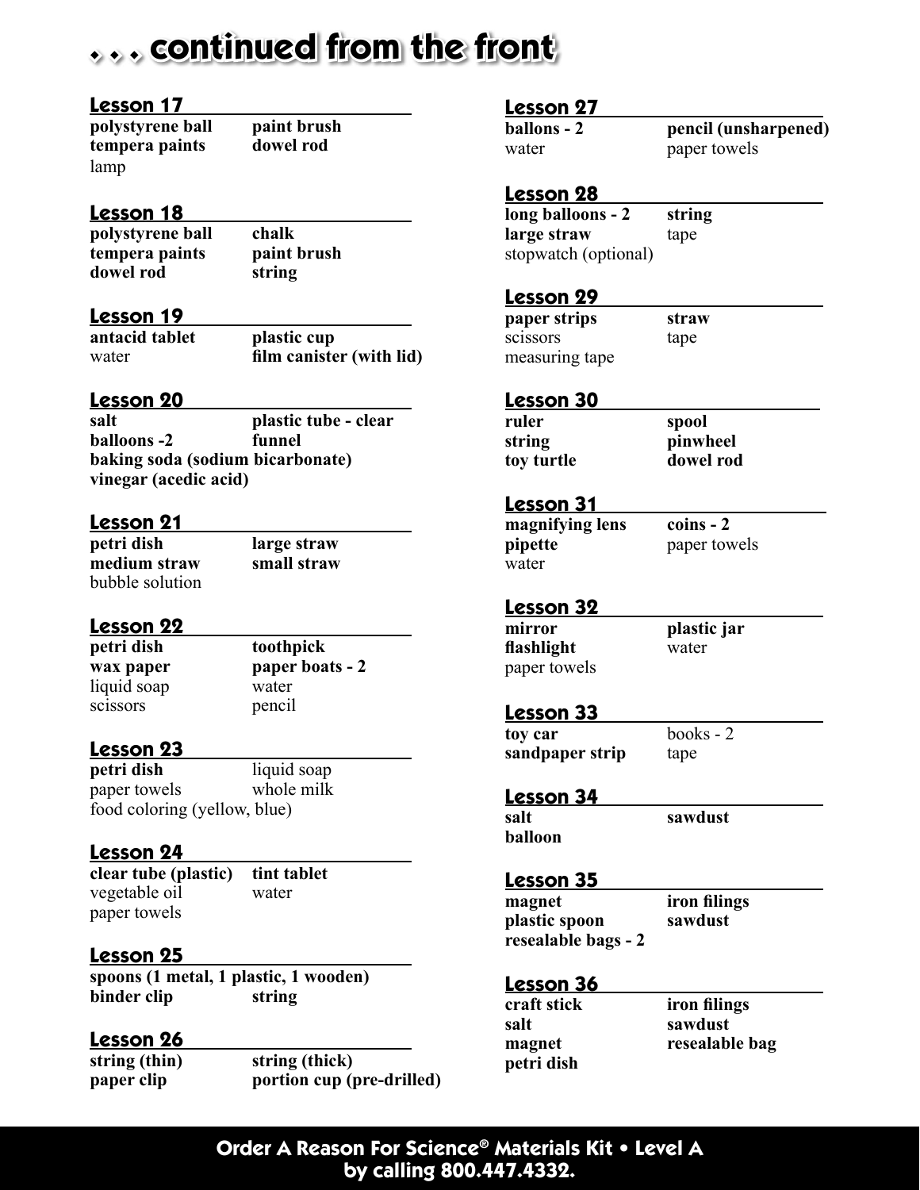# . . . continued from the front

## Lesson 17

**polystyrene ball** | **paint brush**
**tempera paints** | **dowel rod**
lamp

## Lesson 18

**polystyrene ball** | **chalk**
**tempera paints** | **paint brush**
**dowel rod** | **string**

## Lesson 19

**antacid tablet** | **plastic cup**
water | **film canister (with lid)**

## Lesson 20

**salt** | **plastic tube - clear**
**balloons -2** | **funnel**
**baking soda (sodium bicarbonate)**
**vinegar (acedic acid)**

## Lesson 21

**petri dish** | **large straw**
**medium straw** | **small straw**
bubble solution

## Lesson 22

**petri dish** | **toothpick**
**wax paper** | **paper boats - 2**
liquid soap | water
scissors | pencil

## Lesson 23

**petri dish** | liquid soap
paper towels | whole milk
food coloring (yellow, blue)

## Lesson 24

**clear tube (plastic)** | **tint tablet**
vegetable oil | water
paper towels

## Lesson 25

**spoons (1 metal, 1 plastic, 1 wooden)**
**binder clip** | **string**

## Lesson 26

**string (thin)** | **string (thick)**
**paper clip** | **portion cup (pre-drilled)**

## Lesson 27

**ballons - 2** | **pencil (unsharpened)**
water | paper towels

## Lesson 28

**long balloons - 2** | **string**
**large straw** | tape
stopwatch (optional)

## Lesson 29

**paper strips** | **straw**
scissors | tape
measuring tape

## Lesson 30

**ruler** | **spool**
**string** | **pinwheel**
**toy turtle** | **dowel rod**

## Lesson 31

**magnifying lens** | **coins - 2**
**pipette** | paper towels
water

## Lesson 32

**mirror** | **plastic jar**
**flashlight** | water
paper towels

## Lesson 33

**toy car** | books - 2
**sandpaper strip** | tape

## Lesson 34

**salt** | **sawdust**
**balloon**

## Lesson 35

**magnet** | **iron filings**
**plastic spoon** | **sawdust**
**resealable bags - 2**

## Lesson 36

**craft stick** | **iron filings**
**salt** | **sawdust**
**magnet** | **resealable bag**
**petri dish**

**Order A Reason For Science® Materials Kit • Level A by calling 800.447.4332.**